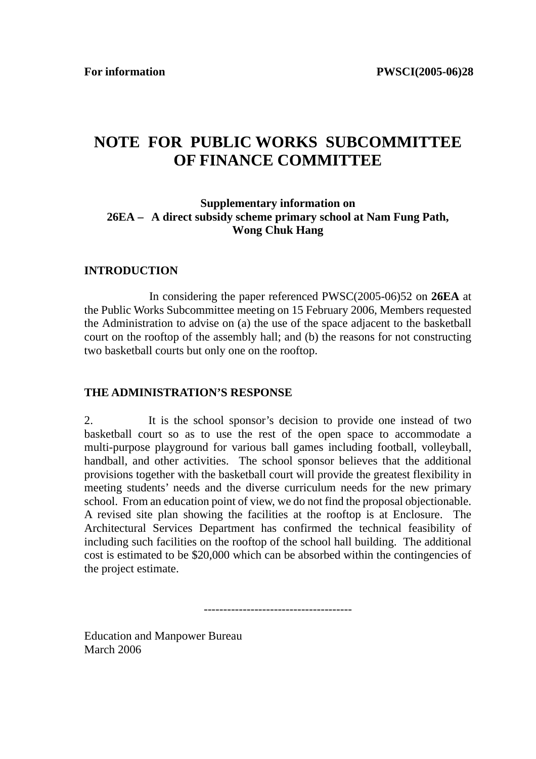**For information** **PWSCI(2005-06)28**

# NOTE FOR PUBLIC WORKS SUBCOMMITTEE OF FINANCE COMMITTEE

### Supplementary information on 26EA – A direct subsidy scheme primary school at Nam Fung Path, Wong Chuk Hang

## INTRODUCTION

In considering the paper referenced PWSC(2005-06)52 on **26EA** at the Public Works Subcommittee meeting on 15 February 2006, Members requested the Administration to advise on (a) the use of the space adjacent to the basketball court on the rooftop of the assembly hall; and (b) the reasons for not constructing two basketball courts but only one on the rooftop.

## THE ADMINISTRATION'S RESPONSE

2. It is the school sponsor's decision to provide one instead of two basketball court so as to use the rest of the open space to accommodate a multi-purpose playground for various ball games including football, volleyball, handball, and other activities. The school sponsor believes that the additional provisions together with the basketball court will provide the greatest flexibility in meeting students' needs and the diverse curriculum needs for the new primary school. From an education point of view, we do not find the proposal objectionable. A revised site plan showing the facilities at the rooftop is at Enclosure. The Architectural Services Department has confirmed the technical feasibility of including such facilities on the rooftop of the school hall building. The additional cost is estimated to be $20,000 which can be absorbed within the contingencies of the project estimate.

-------------------------------------

Education and Manpower Bureau
March 2006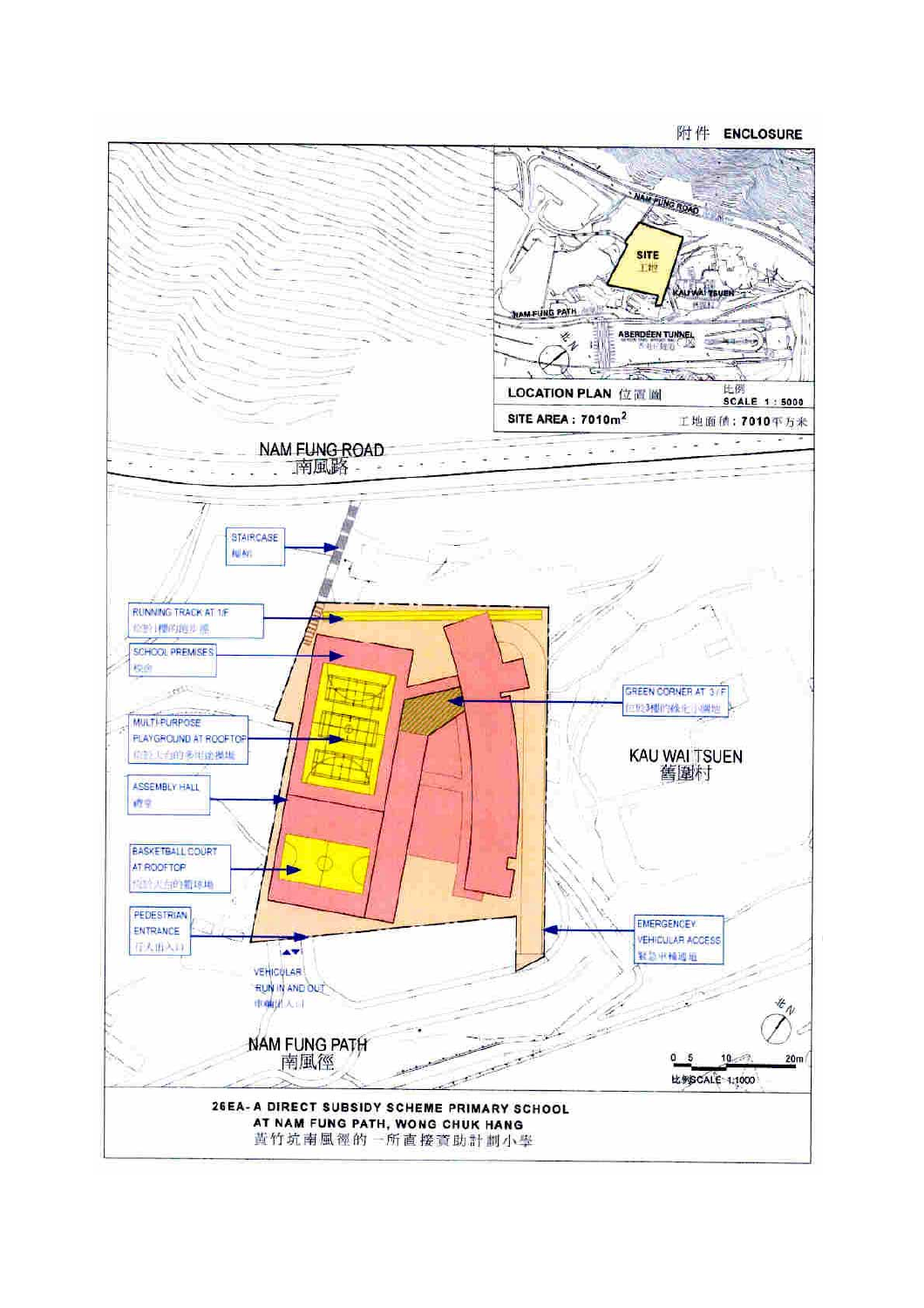附件 ENCLOSURE

LOCATION PLAN 位置圖

比例 SCALE 1 : 5000

SITE AREA : 7010m²

工地面積：7010平方米

SITE 工地

NAM FUNG ROAD

NAM FUNG PATH

KAU WAI TSUEN

ABERDEEN TUNNEL

NAM FUNG ROAD 南風路

STAIRCASE 樓梯

RUNNING TRACK AT 1/F 位於1樓的跑步徑

SCHOOL PREMISES 校舍

MULTI-PURPOSE PLAYGROUND AT ROOFTOP 位於天台的多用途操場

ASSEMBLY HALL 禮堂

BASKETBALL COURT AT ROOFTOP 位於天台的籃球場

PEDESTRIAN ENTRANCE 行人出入口

VEHICULAR RUN IN AND OUT 車輛出入口

GREEN CORNER AT 3/F 位於3樓的綠化小園地

KAU WAI TSUEN 舊圍村

EMERGENCY VEHICULAR ACCESS 緊急車輛通道

NAM FUNG PATH 南風徑

比例 SCALE 1:1000

0 5 10 20m

**26EA - A DIRECT SUBSIDY SCHEME PRIMARY SCHOOL AT NAM FUNG PATH, WONG CHUK HANG**

**黃竹坑南風徑的一所直接資助計劃小學**